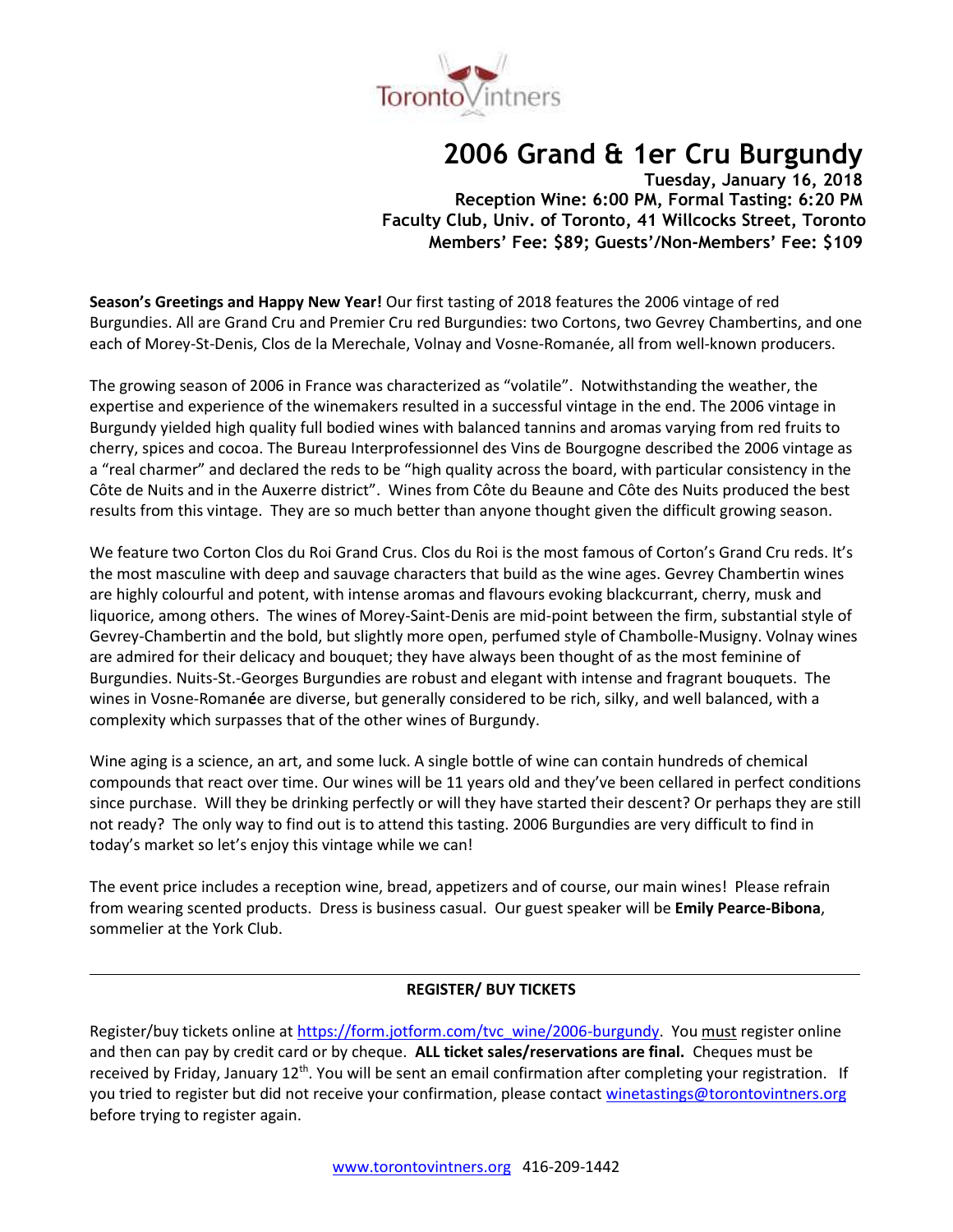# 2006 Grand & 1er Cru Burgundy

**Tuesday, January 16, 2018**
**Reception Wine: 6:00 PM, Formal Tasting: 6:20 PM**
**Faculty Club, Univ. of Toronto, 41 Willcocks Street, Toronto**
**Members' Fee: $89; Guests'/Non-Members' Fee: $109**

**Season's Greetings and Happy New Year!** Our first tasting of 2018 features the 2006 vintage of red Burgundies. All are Grand Cru and Premier Cru red Burgundies: two Cortons, two Gevrey Chambertins, and one each of Morey-St-Denis, Clos de la Merechale, Volnay and Vosne-Romanée, all from well-known producers.

The growing season of 2006 in France was characterized as "volatile". Notwithstanding the weather, the expertise and experience of the winemakers resulted in a successful vintage in the end. The 2006 vintage in Burgundy yielded high quality full bodied wines with balanced tannins and aromas varying from red fruits to cherry, spices and cocoa. The Bureau Interprofessionnel des Vins de Bourgogne described the 2006 vintage as a "real charmer" and declared the reds to be "high quality across the board, with particular consistency in the Côte de Nuits and in the Auxerre district". Wines from Côte du Beaune and Côte des Nuits produced the best results from this vintage. They are so much better than anyone thought given the difficult growing season.

We feature two Corton Clos du Roi Grand Crus. Clos du Roi is the most famous of Corton's Grand Cru reds. It's the most masculine with deep and sauvage characters that build as the wine ages. Gevrey Chambertin wines are highly colourful and potent, with intense aromas and flavours evoking blackcurrant, cherry, musk and liquorice, among others. The wines of Morey-Saint-Denis are mid-point between the firm, substantial style of Gevrey-Chambertin and the bold, but slightly more open, perfumed style of Chambolle-Musigny. Volnay wines are admired for their delicacy and bouquet; they have always been thought of as the most feminine of Burgundies. Nuits-St.-Georges Burgundies are robust and elegant with intense and fragrant bouquets. The wines in Vosne-Romanée are diverse, but generally considered to be rich, silky, and well balanced, with a complexity which surpasses that of the other wines of Burgundy.

Wine aging is a science, an art, and some luck. A single bottle of wine can contain hundreds of chemical compounds that react over time. Our wines will be 11 years old and they've been cellared in perfect conditions since purchase. Will they be drinking perfectly or will they have started their descent? Or perhaps they are still not ready? The only way to find out is to attend this tasting. 2006 Burgundies are very difficult to find in today's market so let's enjoy this vintage while we can!

The event price includes a reception wine, bread, appetizers and of course, our main wines! Please refrain from wearing scented products. Dress is business casual. Our guest speaker will be **Emily Pearce-Bibona**, sommelier at the York Club.

---

**REGISTER/ BUY TICKETS**

Register/buy tickets online at https://form.jotform.com/tvc_wine/2006-burgundy. You must register online and then can pay by credit card or by cheque. **ALL ticket sales/reservations are final.** Cheques must be received by Friday, January 12th. You will be sent an email confirmation after completing your registration. If you tried to register but did not receive your confirmation, please contact winetastings@torontovintners.org before trying to register again.

www.torontovintners.org 416-209-1442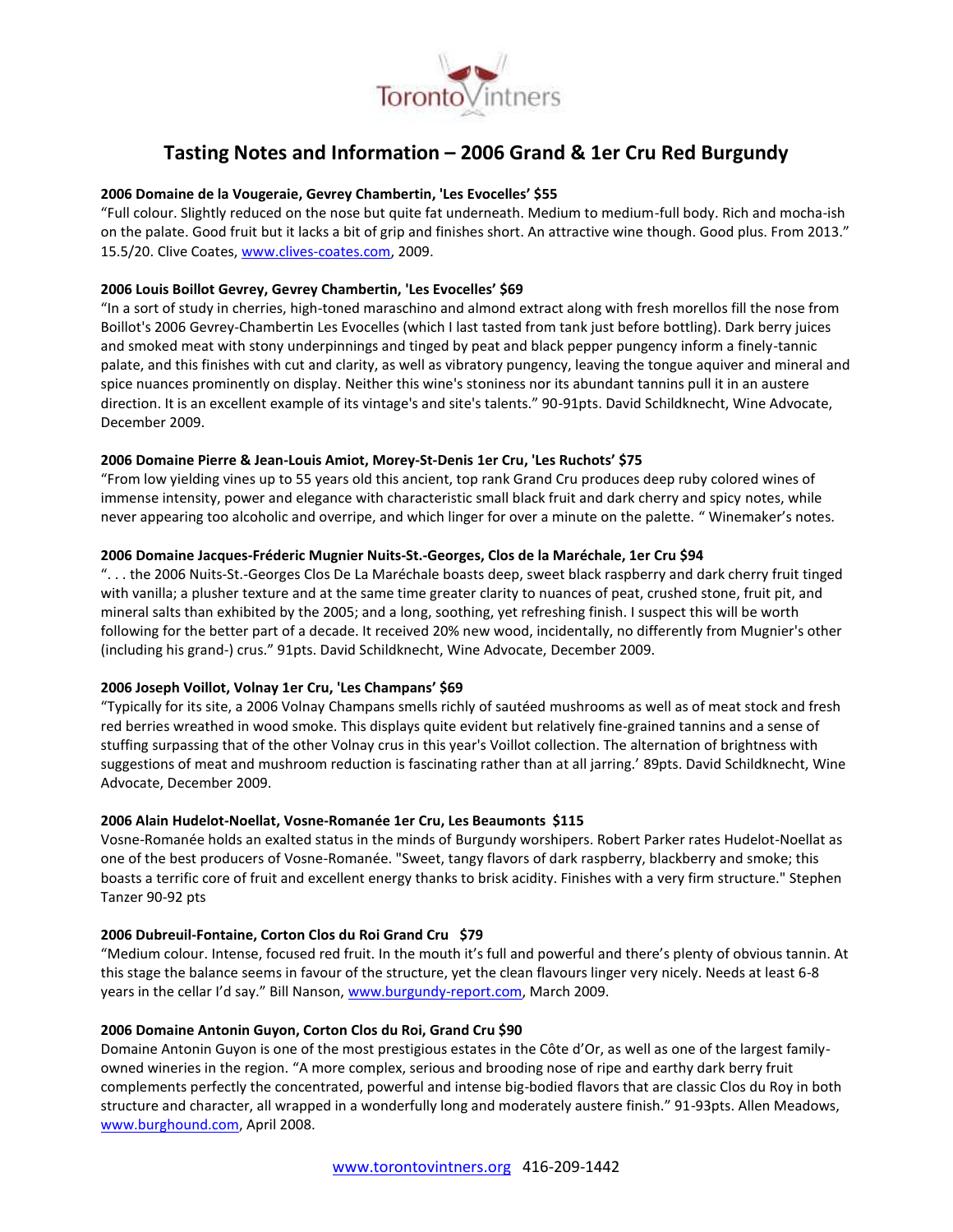# Tasting Notes and Information – 2006 Grand & 1er Cru Red Burgundy

**2006 Domaine de la Vougeraie, Gevrey Chambertin, 'Les Evocelles' $55**

"Full colour. Slightly reduced on the nose but quite fat underneath. Medium to medium-full body. Rich and mocha-ish on the palate. Good fruit but it lacks a bit of grip and finishes short. An attractive wine though. Good plus. From 2013." 15.5/20. Clive Coates, www.clives-coates.com, 2009.

**2006 Louis Boillot Gevrey, Gevrey Chambertin, 'Les Evocelles' $69**

"In a sort of study in cherries, high-toned maraschino and almond extract along with fresh morellos fill the nose from Boillot's 2006 Gevrey-Chambertin Les Evocelles (which I last tasted from tank just before bottling). Dark berry juices and smoked meat with stony underpinnings and tinged by peat and black pepper pungency inform a finely-tannic palate, and this finishes with cut and clarity, as well as vibratory pungency, leaving the tongue aquiver and mineral and spice nuances prominently on display. Neither this wine's stoniness nor its abundant tannins pull it in an austere direction. It is an excellent example of its vintage's and site's talents." 90-91pts. David Schildknecht, Wine Advocate, December 2009.

**2006 Domaine Pierre & Jean-Louis Amiot, Morey-St-Denis 1er Cru, 'Les Ruchots' $75**

"From low yielding vines up to 55 years old this ancient, top rank Grand Cru produces deep ruby colored wines of immense intensity, power and elegance with characteristic small black fruit and dark cherry and spicy notes, while never appearing too alcoholic and overripe, and which linger for over a minute on the palette. " Winemaker's notes.

**2006 Domaine Jacques-Fréderic Mugnier Nuits-St.-Georges, Clos de la Maréchale, 1er Cru $94**

". . . the 2006 Nuits-St.-Georges Clos De La Maréchale boasts deep, sweet black raspberry and dark cherry fruit tinged with vanilla; a plusher texture and at the same time greater clarity to nuances of peat, crushed stone, fruit pit, and mineral salts than exhibited by the 2005; and a long, soothing, yet refreshing finish. I suspect this will be worth following for the better part of a decade. It received 20% new wood, incidentally, no differently from Mugnier's other (including his grand-) crus." 91pts. David Schildknecht, Wine Advocate, December 2009.

**2006 Joseph Voillot, Volnay 1er Cru, 'Les Champans' $69**

"Typically for its site, a 2006 Volnay Champans smells richly of sautéed mushrooms as well as of meat stock and fresh red berries wreathed in wood smoke. This displays quite evident but relatively fine-grained tannins and a sense of stuffing surpassing that of the other Volnay crus in this year's Voillot collection. The alternation of brightness with suggestions of meat and mushroom reduction is fascinating rather than at all jarring.' 89pts. David Schildknecht, Wine Advocate, December 2009.

**2006 Alain Hudelot-Noellat, Vosne-Romanée 1er Cru, Les Beaumonts $115**

Vosne-Romanée holds an exalted status in the minds of Burgundy worshipers. Robert Parker rates Hudelot-Noellat as one of the best producers of Vosne-Romanée. "Sweet, tangy flavors of dark raspberry, blackberry and smoke; this boasts a terrific core of fruit and excellent energy thanks to brisk acidity. Finishes with a very firm structure." Stephen Tanzer 90-92 pts

**2006 Dubreuil-Fontaine, Corton Clos du Roi Grand Cru $79**

"Medium colour. Intense, focused red fruit. In the mouth it's full and powerful and there's plenty of obvious tannin. At this stage the balance seems in favour of the structure, yet the clean flavours linger very nicely. Needs at least 6-8 years in the cellar I'd say." Bill Nanson, www.burgundy-report.com, March 2009.

**2006 Domaine Antonin Guyon, Corton Clos du Roi, Grand Cru $90**

Domaine Antonin Guyon is one of the most prestigious estates in the Côte d'Or, as well as one of the largest family-owned wineries in the region. "A more complex, serious and brooding nose of ripe and earthy dark berry fruit complements perfectly the concentrated, powerful and intense big-bodied flavors that are classic Clos du Roy in both structure and character, all wrapped in a wonderfully long and moderately austere finish." 91-93pts. Allen Meadows, www.burghound.com, April 2008.